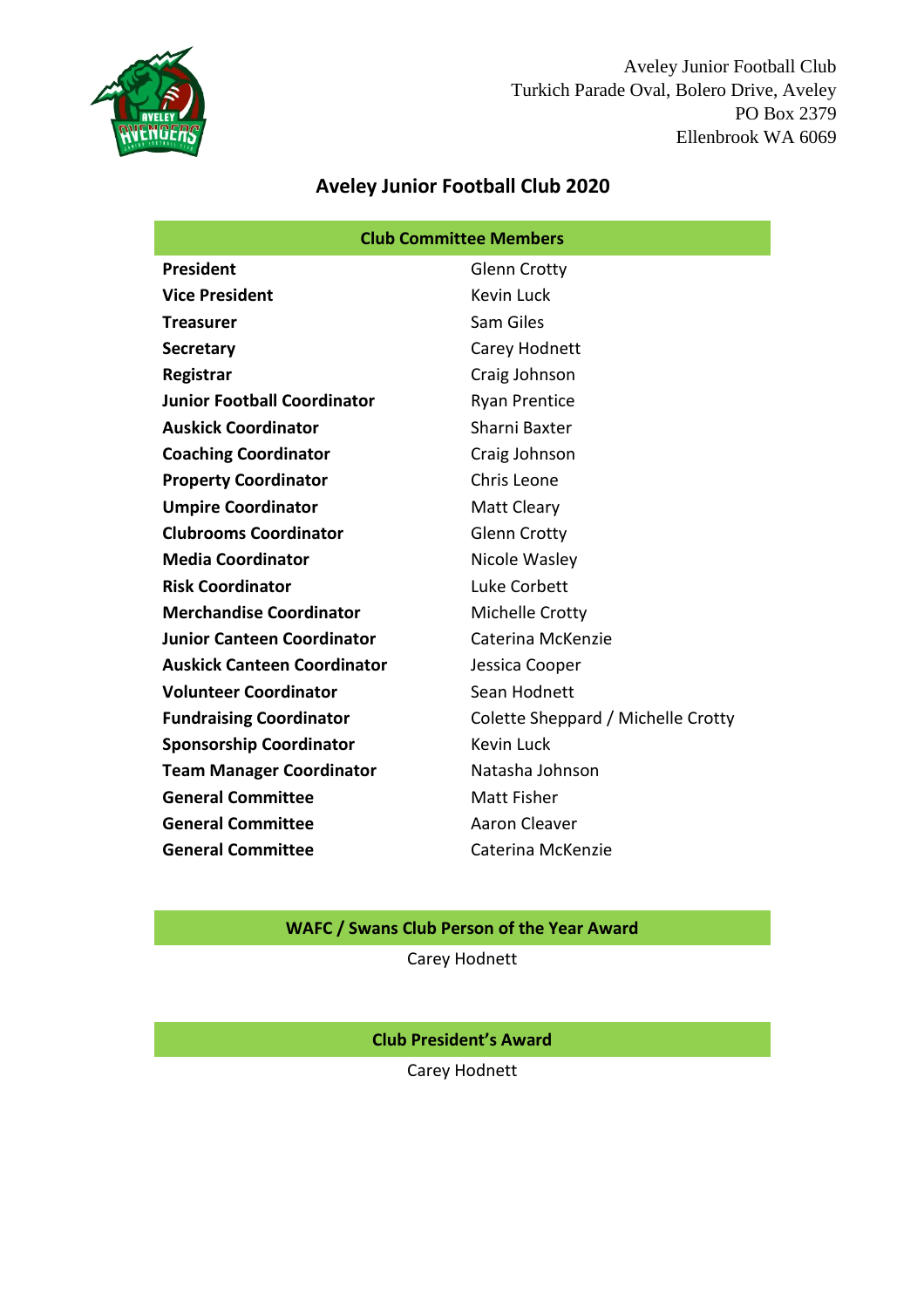Aveley Junior Football Club
Turkich Parade Oval, Bolero Drive, Aveley
PO Box 2379
Ellenbrook WA 6069

# Aveley Junior Football Club 2020

| Club Committee Members | |
|---|---|
| **President** | Glenn Crotty |
| **Vice President** | Kevin Luck |
| **Treasurer** | Sam Giles |
| **Secretary** | Carey Hodnett |
| **Registrar** | Craig Johnson |
| **Junior Football Coordinator** | Ryan Prentice |
| **Auskick Coordinator** | Sharni Baxter |
| **Coaching Coordinator** | Craig Johnson |
| **Property Coordinator** | Chris Leone |
| **Umpire Coordinator** | Matt Cleary |
| **Clubrooms Coordinator** | Glenn Crotty |
| **Media Coordinator** | Nicole Wasley |
| **Risk Coordinator** | Luke Corbett |
| **Merchandise Coordinator** | Michelle Crotty |
| **Junior Canteen Coordinator** | Caterina McKenzie |
| **Auskick Canteen Coordinator** | Jessica Cooper |
| **Volunteer Coordinator** | Sean Hodnett |
| **Fundraising Coordinator** | Colette Sheppard / Michelle Crotty |
| **Sponsorship Coordinator** | Kevin Luck |
| **Team Manager Coordinator** | Natasha Johnson |
| **General Committee** | Matt Fisher |
| **General Committee** | Aaron Cleaver |
| **General Committee** | Caterina McKenzie |

## WAFC / Swans Club Person of the Year Award

Carey Hodnett

## Club President's Award

Carey Hodnett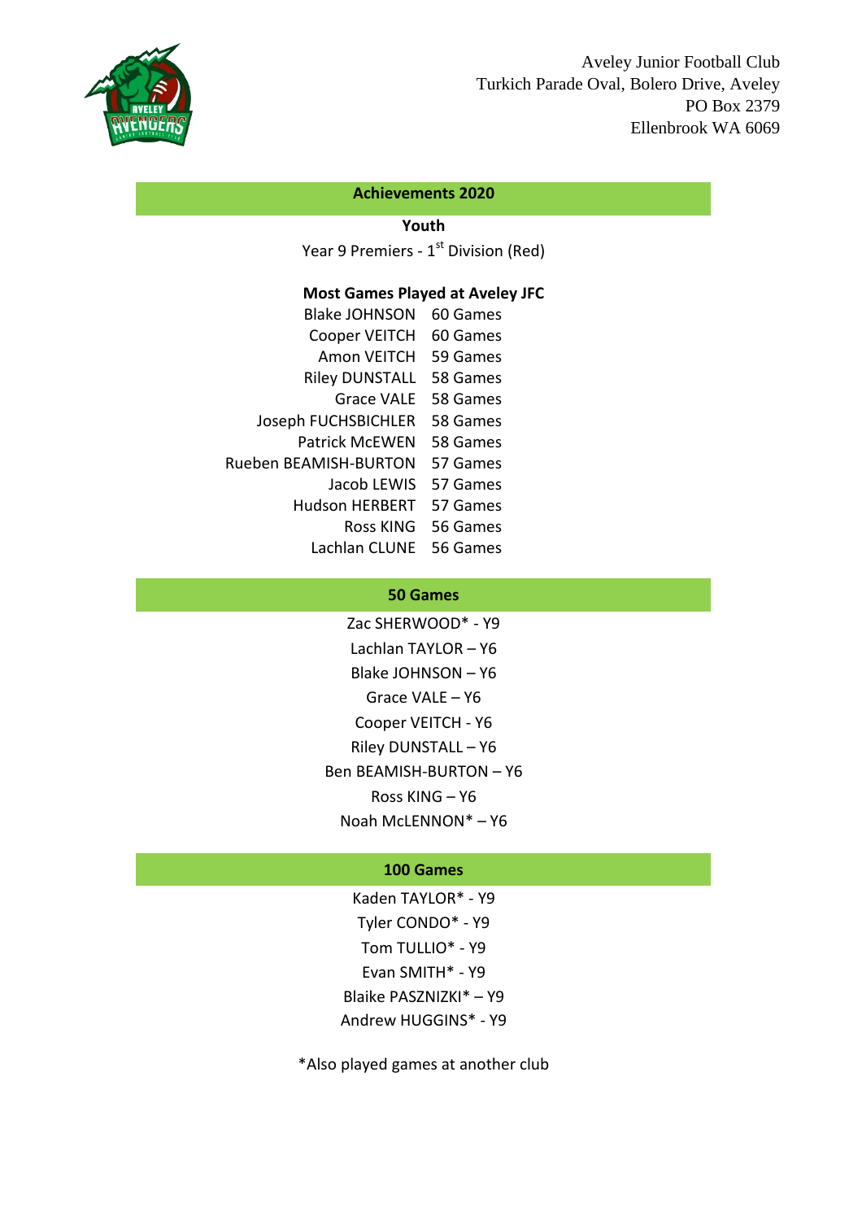Aveley Junior Football Club
Turkich Parade Oval, Bolero Drive, Aveley
PO Box 2379
Ellenbrook WA 6069

## Achievements 2020

### Youth

Year 9 Premiers - 1st Division (Red)

### Most Games Played at Aveley JFC

| Player | Games |
|---|---|
| Blake JOHNSON | 60 Games |
| Cooper VEITCH | 60 Games |
| Amon VEITCH | 59 Games |
| Riley DUNSTALL | 58 Games |
| Grace VALE | 58 Games |
| Joseph FUCHSBICHLER | 58 Games |
| Patrick McEWEN | 58 Games |
| Rueben BEAMISH-BURTON | 57 Games |
| Jacob LEWIS | 57 Games |
| Hudson HERBERT | 57 Games |
| Ross KING | 56 Games |
| Lachlan CLUNE | 56 Games |

## 50 Games

Zac SHERWOOD* - Y9
Lachlan TAYLOR – Y6
Blake JOHNSON – Y6
Grace VALE – Y6
Cooper VEITCH - Y6
Riley DUNSTALL – Y6
Ben BEAMISH-BURTON – Y6
Ross KING – Y6
Noah McLENNON* – Y6

## 100 Games

Kaden TAYLOR* - Y9
Tyler CONDO* - Y9
Tom TULLIO* - Y9
Evan SMITH* - Y9
Blaike PASZNIZKI* – Y9
Andrew HUGGINS* - Y9

*Also played games at another club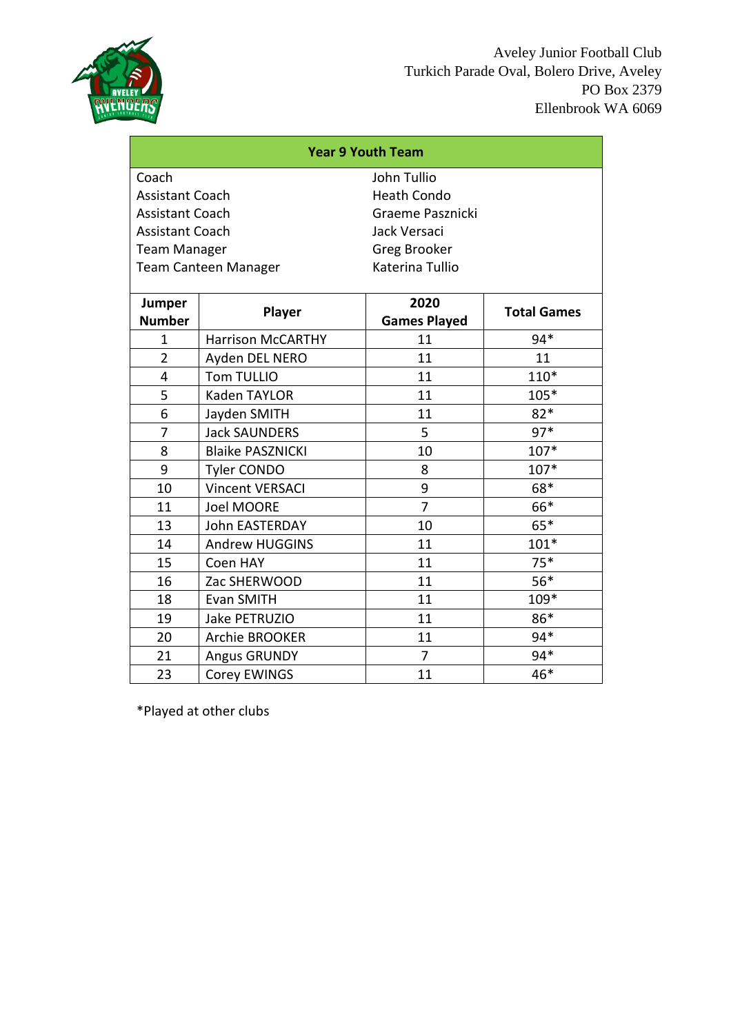Aveley Junior Football Club
Turkich Parade Oval, Bolero Drive, Aveley
PO Box 2379
Ellenbrook WA 6069

## Year 9 Youth Team

| | |
|---|---|
| Coach | John Tullio |
| Assistant Coach | Heath Condo |
| Assistant Coach | Graeme Pasznicki |
| Assistant Coach | Jack Versaci |
| Team Manager | Greg Brooker |
| Team Canteen Manager | Katerina Tullio |

| Jumper Number | Player | 2020 Games Played | Total Games |
|---|---|---|---|
| 1 | Harrison McCARTHY | 11 | 94* |
| 2 | Ayden DEL NERO | 11 | 11 |
| 4 | Tom TULLIO | 11 | 110* |
| 5 | Kaden TAYLOR | 11 | 105* |
| 6 | Jayden SMITH | 11 | 82* |
| 7 | Jack SAUNDERS | 5 | 97* |
| 8 | Blaike PASZNICKI | 10 | 107* |
| 9 | Tyler CONDO | 8 | 107* |
| 10 | Vincent VERSACI | 9 | 68* |
| 11 | Joel MOORE | 7 | 66* |
| 13 | John EASTERDAY | 10 | 65* |
| 14 | Andrew HUGGINS | 11 | 101* |
| 15 | Coen HAY | 11 | 75* |
| 16 | Zac SHERWOOD | 11 | 56* |
| 18 | Evan SMITH | 11 | 109* |
| 19 | Jake PETRUZIO | 11 | 86* |
| 20 | Archie BROOKER | 11 | 94* |
| 21 | Angus GRUNDY | 7 | 94* |
| 23 | Corey EWINGS | 11 | 46* |

*Played at other clubs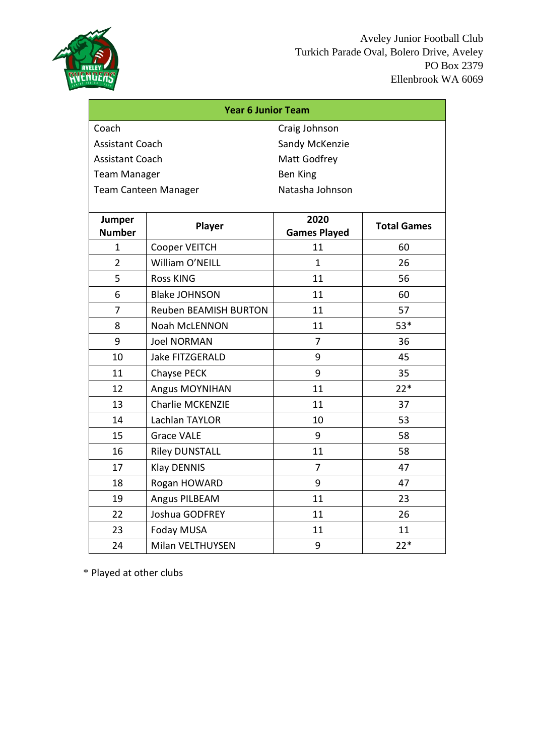Aveley Junior Football Club
Turkich Parade Oval, Bolero Drive, Aveley
PO Box 2379
Ellenbrook WA 6069

## Year 6 Junior Team

| | |
|---|---|
| Coach | Craig Johnson |
| Assistant Coach | Sandy McKenzie |
| Assistant Coach | Matt Godfrey |
| Team Manager | Ben King |
| Team Canteen Manager | Natasha Johnson |

| Jumper Number | Player | 2020 Games Played | Total Games |
|---|---|---|---|
| 1 | Cooper VEITCH | 11 | 60 |
| 2 | William O'NEILL | 1 | 26 |
| 5 | Ross KING | 11 | 56 |
| 6 | Blake JOHNSON | 11 | 60 |
| 7 | Reuben BEAMISH BURTON | 11 | 57 |
| 8 | Noah McLENNON | 11 | 53* |
| 9 | Joel NORMAN | 7 | 36 |
| 10 | Jake FITZGERALD | 9 | 45 |
| 11 | Chayse PECK | 9 | 35 |
| 12 | Angus MOYNIHAN | 11 | 22* |
| 13 | Charlie MCKENZIE | 11 | 37 |
| 14 | Lachlan TAYLOR | 10 | 53 |
| 15 | Grace VALE | 9 | 58 |
| 16 | Riley DUNSTALL | 11 | 58 |
| 17 | Klay DENNIS | 7 | 47 |
| 18 | Rogan HOWARD | 9 | 47 |
| 19 | Angus PILBEAM | 11 | 23 |
| 22 | Joshua GODFREY | 11 | 26 |
| 23 | Foday MUSA | 11 | 11 |
| 24 | Milan VELTHUYSEN | 9 | 22* |

* Played at other clubs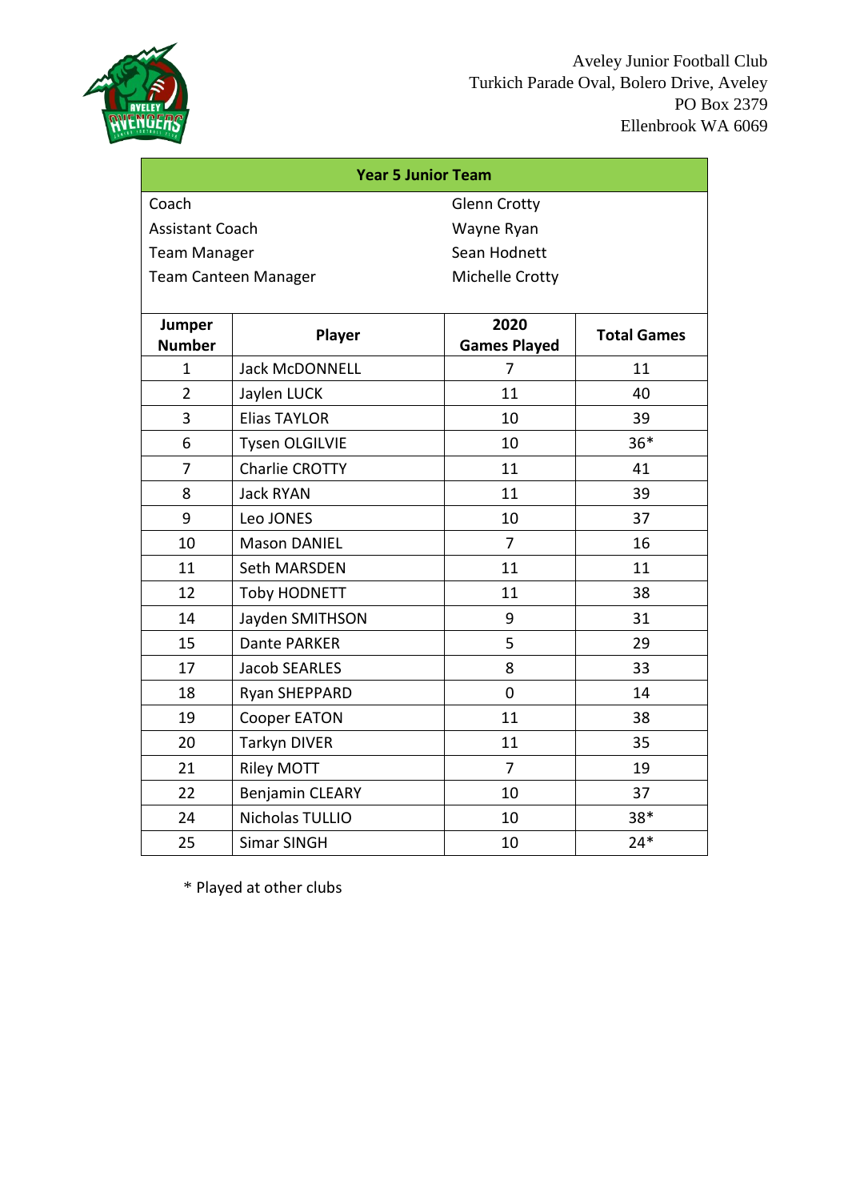Aveley Junior Football Club
Turkich Parade Oval, Bolero Drive, Aveley
PO Box 2379
Ellenbrook WA 6069

## Year 5 Junior Team

| | |
|---|---|
| Coach | Glenn Crotty |
| Assistant Coach | Wayne Ryan |
| Team Manager | Sean Hodnett |
| Team Canteen Manager | Michelle Crotty |

| Jumper Number | Player | 2020 Games Played | Total Games |
|---|---|---|---|
| 1 | Jack McDONNELL | 7 | 11 |
| 2 | Jaylen LUCK | 11 | 40 |
| 3 | Elias TAYLOR | 10 | 39 |
| 6 | Tysen OLGILVIE | 10 | 36* |
| 7 | Charlie CROTTY | 11 | 41 |
| 8 | Jack RYAN | 11 | 39 |
| 9 | Leo JONES | 10 | 37 |
| 10 | Mason DANIEL | 7 | 16 |
| 11 | Seth MARSDEN | 11 | 11 |
| 12 | Toby HODNETT | 11 | 38 |
| 14 | Jayden SMITHSON | 9 | 31 |
| 15 | Dante PARKER | 5 | 29 |
| 17 | Jacob SEARLES | 8 | 33 |
| 18 | Ryan SHEPPARD | 0 | 14 |
| 19 | Cooper EATON | 11 | 38 |
| 20 | Tarkyn DIVER | 11 | 35 |
| 21 | Riley MOTT | 7 | 19 |
| 22 | Benjamin CLEARY | 10 | 37 |
| 24 | Nicholas TULLIO | 10 | 38* |
| 25 | Simar SINGH | 10 | 24* |

* Played at other clubs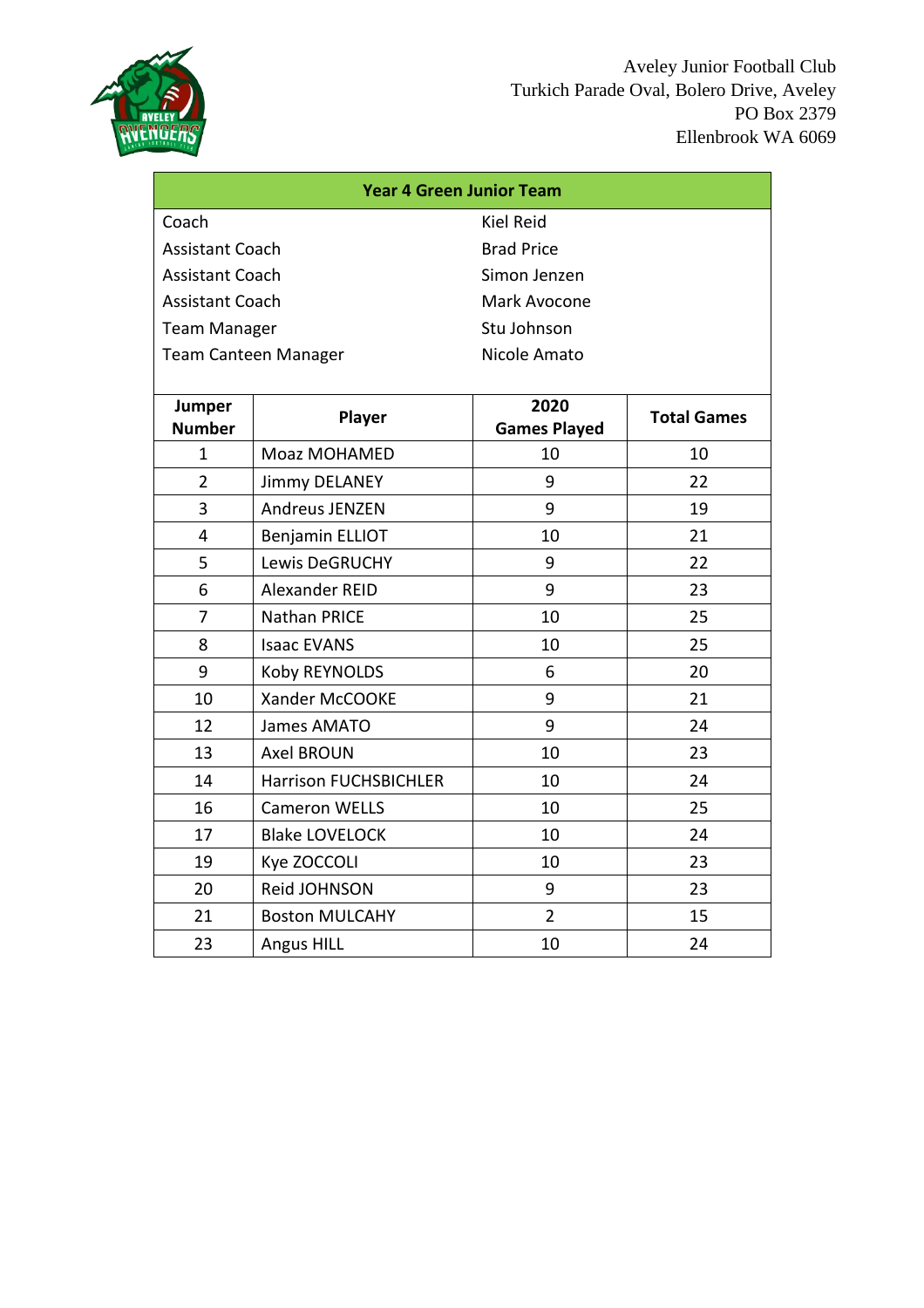Aveley Junior Football Club
Turkich Parade Oval, Bolero Drive, Aveley
PO Box 2379
Ellenbrook WA 6069

## Year 4 Green Junior Team

| | |
|---|---|
| Coach | Kiel Reid |
| Assistant Coach | Brad Price |
| Assistant Coach | Simon Jenzen |
| Assistant Coach | Mark Avocone |
| Team Manager | Stu Johnson |
| Team Canteen Manager | Nicole Amato |

| Jumper Number | Player | 2020 Games Played | Total Games |
|---|---|---|---|
| 1 | Moaz MOHAMED | 10 | 10 |
| 2 | Jimmy DELANEY | 9 | 22 |
| 3 | Andreus JENZEN | 9 | 19 |
| 4 | Benjamin ELLIOT | 10 | 21 |
| 5 | Lewis DeGRUCHY | 9 | 22 |
| 6 | Alexander REID | 9 | 23 |
| 7 | Nathan PRICE | 10 | 25 |
| 8 | Isaac EVANS | 10 | 25 |
| 9 | Koby REYNOLDS | 6 | 20 |
| 10 | Xander McCOOKE | 9 | 21 |
| 12 | James AMATO | 9 | 24 |
| 13 | Axel BROUN | 10 | 23 |
| 14 | Harrison FUCHSBICHLER | 10 | 24 |
| 16 | Cameron WELLS | 10 | 25 |
| 17 | Blake LOVELOCK | 10 | 24 |
| 19 | Kye ZOCCOLI | 10 | 23 |
| 20 | Reid JOHNSON | 9 | 23 |
| 21 | Boston MULCAHY | 2 | 15 |
| 23 | Angus HILL | 10 | 24 |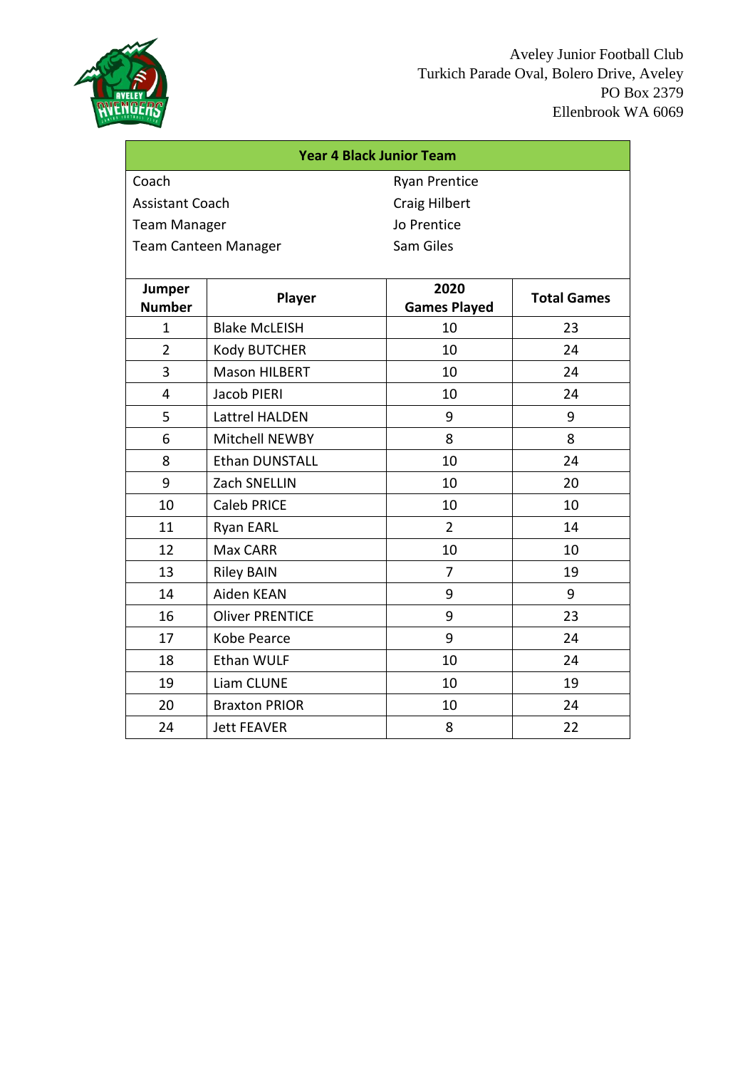Aveley Junior Football Club
Turkich Parade Oval, Bolero Drive, Aveley
PO Box 2379
Ellenbrook WA 6069

## Year 4 Black Junior Team

| | |
|---|---|
| Coach | Ryan Prentice |
| Assistant Coach | Craig Hilbert |
| Team Manager | Jo Prentice |
| Team Canteen Manager | Sam Giles |

| Jumper Number | Player | 2020 Games Played | Total Games |
|---|---|---|---|
| 1 | Blake McLEISH | 10 | 23 |
| 2 | Kody BUTCHER | 10 | 24 |
| 3 | Mason HILBERT | 10 | 24 |
| 4 | Jacob PIERI | 10 | 24 |
| 5 | Lattrel HALDEN | 9 | 9 |
| 6 | Mitchell NEWBY | 8 | 8 |
| 8 | Ethan DUNSTALL | 10 | 24 |
| 9 | Zach SNELLIN | 10 | 20 |
| 10 | Caleb PRICE | 10 | 10 |
| 11 | Ryan EARL | 2 | 14 |
| 12 | Max CARR | 10 | 10 |
| 13 | Riley BAIN | 7 | 19 |
| 14 | Aiden KEAN | 9 | 9 |
| 16 | Oliver PRENTICE | 9 | 23 |
| 17 | Kobe Pearce | 9 | 24 |
| 18 | Ethan WULF | 10 | 24 |
| 19 | Liam CLUNE | 10 | 19 |
| 20 | Braxton PRIOR | 10 | 24 |
| 24 | Jett FEAVER | 8 | 22 |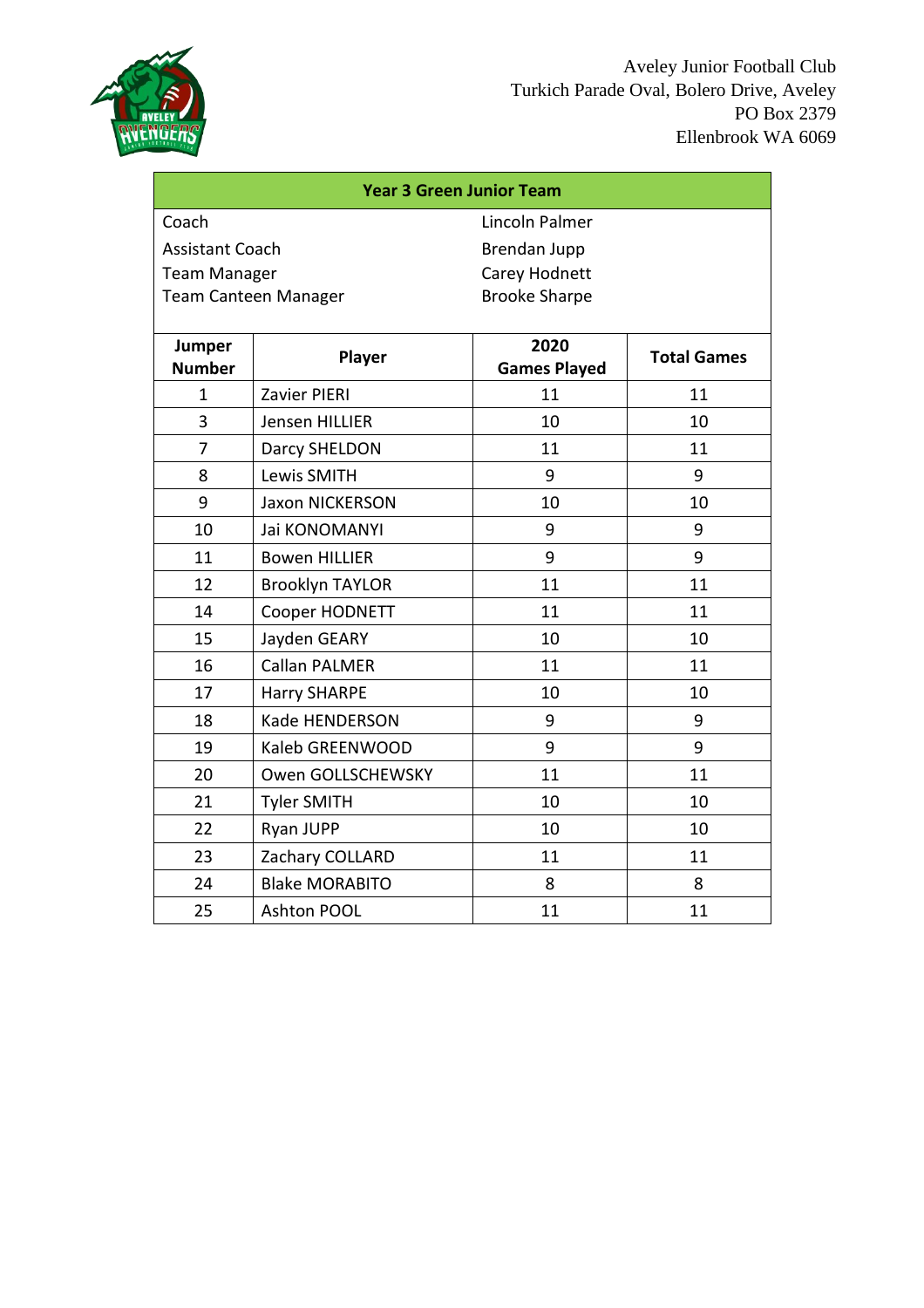Aveley Junior Football Club
Turkich Parade Oval, Bolero Drive, Aveley
PO Box 2379
Ellenbrook WA 6069

## Year 3 Green Junior Team

| | |
|---|---|
| Coach | Lincoln Palmer |
| Assistant Coach | Brendan Jupp |
| Team Manager | Carey Hodnett |
| Team Canteen Manager | Brooke Sharpe |

| Jumper Number | Player | 2020 Games Played | Total Games |
|---|---|---|---|
| 1 | Zavier PIERI | 11 | 11 |
| 3 | Jensen HILLIER | 10 | 10 |
| 7 | Darcy SHELDON | 11 | 11 |
| 8 | Lewis SMITH | 9 | 9 |
| 9 | Jaxon NICKERSON | 10 | 10 |
| 10 | Jai KONOMANYI | 9 | 9 |
| 11 | Bowen HILLIER | 9 | 9 |
| 12 | Brooklyn TAYLOR | 11 | 11 |
| 14 | Cooper HODNETT | 11 | 11 |
| 15 | Jayden GEARY | 10 | 10 |
| 16 | Callan PALMER | 11 | 11 |
| 17 | Harry SHARPE | 10 | 10 |
| 18 | Kade HENDERSON | 9 | 9 |
| 19 | Kaleb GREENWOOD | 9 | 9 |
| 20 | Owen GOLLSCHEWSKY | 11 | 11 |
| 21 | Tyler SMITH | 10 | 10 |
| 22 | Ryan JUPP | 10 | 10 |
| 23 | Zachary COLLARD | 11 | 11 |
| 24 | Blake MORABITO | 8 | 8 |
| 25 | Ashton POOL | 11 | 11 |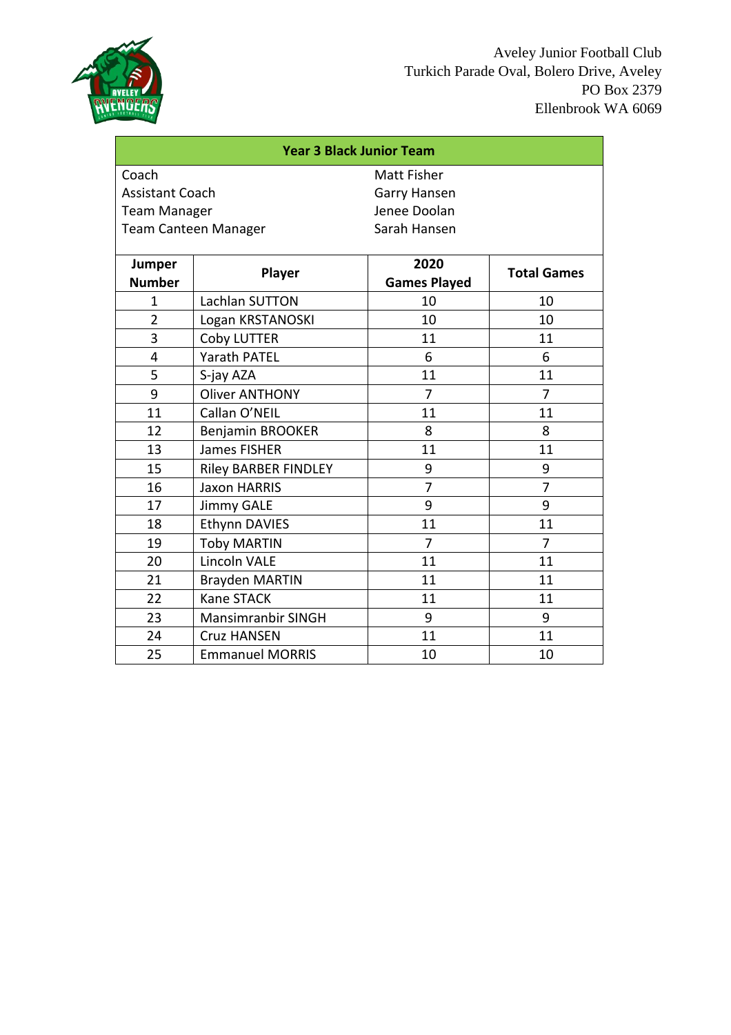Aveley Junior Football Club
Turkich Parade Oval, Bolero Drive, Aveley
PO Box 2379
Ellenbrook WA 6069

## Year 3 Black Junior Team

| | |
|---|---|
| Coach | Matt Fisher |
| Assistant Coach | Garry Hansen |
| Team Manager | Jenee Doolan |
| Team Canteen Manager | Sarah Hansen |

| Jumper Number | Player | 2020 Games Played | Total Games |
|---|---|---|---|
| 1 | Lachlan SUTTON | 10 | 10 |
| 2 | Logan KRSTANOSKI | 10 | 10 |
| 3 | Coby LUTTER | 11 | 11 |
| 4 | Yarath PATEL | 6 | 6 |
| 5 | S-jay AZA | 11 | 11 |
| 9 | Oliver ANTHONY | 7 | 7 |
| 11 | Callan O'NEIL | 11 | 11 |
| 12 | Benjamin BROOKER | 8 | 8 |
| 13 | James FISHER | 11 | 11 |
| 15 | Riley BARBER FINDLEY | 9 | 9 |
| 16 | Jaxon HARRIS | 7 | 7 |
| 17 | Jimmy GALE | 9 | 9 |
| 18 | Ethynn DAVIES | 11 | 11 |
| 19 | Toby MARTIN | 7 | 7 |
| 20 | Lincoln VALE | 11 | 11 |
| 21 | Brayden MARTIN | 11 | 11 |
| 22 | Kane STACK | 11 | 11 |
| 23 | Mansimranbir SINGH | 9 | 9 |
| 24 | Cruz HANSEN | 11 | 11 |
| 25 | Emmanuel MORRIS | 10 | 10 |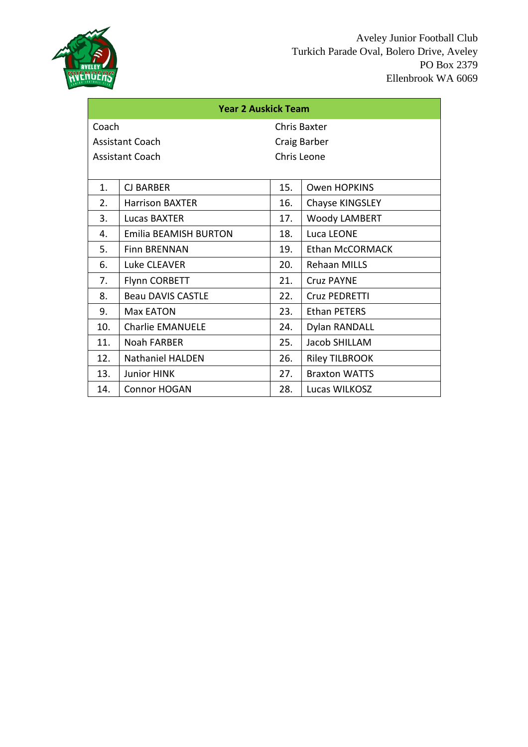Aveley Junior Football Club
Turkich Parade Oval, Bolero Drive, Aveley
PO Box 2379
Ellenbrook WA 6069

| **Year 2 Auskick Team** | | | |
|---|---|---|---|
| Coach | | Chris Baxter | |
| Assistant Coach | | Craig Barber | |
| Assistant Coach | | Chris Leone | |
| 1. | CJ BARBER | 15. | Owen HOPKINS |
| 2. | Harrison BAXTER | 16. | Chayse KINGSLEY |
| 3. | Lucas BAXTER | 17. | Woody LAMBERT |
| 4. | Emilia BEAMISH BURTON | 18. | Luca LEONE |
| 5. | Finn BRENNAN | 19. | Ethan McCORMACK |
| 6. | Luke CLEAVER | 20. | Rehaan MILLS |
| 7. | Flynn CORBETT | 21. | Cruz PAYNE |
| 8. | Beau DAVIS CASTLE | 22. | Cruz PEDRETTI |
| 9. | Max EATON | 23. | Ethan PETERS |
| 10. | Charlie EMANUELE | 24. | Dylan RANDALL |
| 11. | Noah FARBER | 25. | Jacob SHILLAM |
| 12. | Nathaniel HALDEN | 26. | Riley TILBROOK |
| 13. | Junior HINK | 27. | Braxton WATTS |
| 14. | Connor HOGAN | 28. | Lucas WILKOSZ |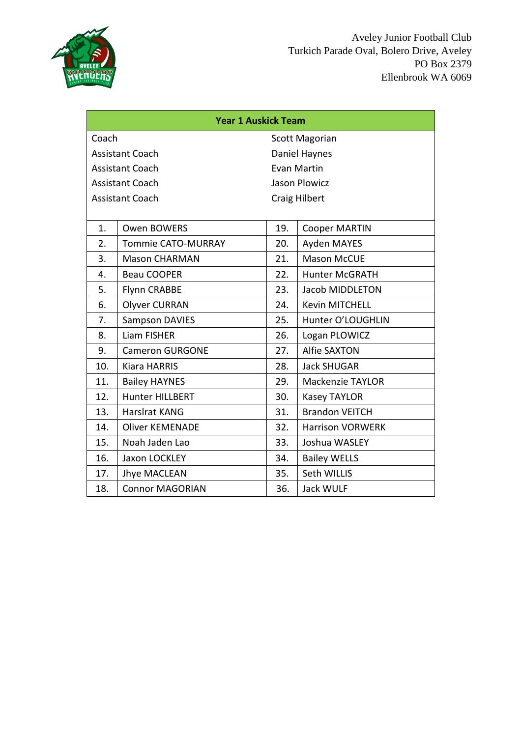Aveley Junior Football Club
Turkich Parade Oval, Bolero Drive, Aveley
PO Box 2379
Ellenbrook WA 6069

| Year 1 Auskick Team | | | |
|---|---|---|---|
| Coach | | Scott Magorian | |
| Assistant Coach | | Daniel Haynes | |
| Assistant Coach | | Evan Martin | |
| Assistant Coach | | Jason Plowicz | |
| Assistant Coach | | Craig Hilbert | |
| 1. | Owen BOWERS | 19. | Cooper MARTIN |
| 2. | Tommie CATO-MURRAY | 20. | Ayden MAYES |
| 3. | Mason CHARMAN | 21. | Mason McCUE |
| 4. | Beau COOPER | 22. | Hunter McGRATH |
| 5. | Flynn CRABBE | 23. | Jacob MIDDLETON |
| 6. | Olyver CURRAN | 24. | Kevin MITCHELL |
| 7. | Sampson DAVIES | 25. | Hunter O'LOUGHLIN |
| 8. | Liam FISHER | 26. | Logan PLOWICZ |
| 9. | Cameron GURGONE | 27. | Alfie SAXTON |
| 10. | Kiara HARRIS | 28. | Jack SHUGAR |
| 11. | Bailey HAYNES | 29. | Mackenzie TAYLOR |
| 12. | Hunter HILLBERT | 30. | Kasey TAYLOR |
| 13. | Harslrat KANG | 31. | Brandon VEITCH |
| 14. | Oliver KEMENADE | 32. | Harrison VORWERK |
| 15. | Noah Jaden Lao | 33. | Joshua WASLEY |
| 16. | Jaxon LOCKLEY | 34. | Bailey WELLS |
| 17. | Jhye MACLEAN | 35. | Seth WILLIS |
| 18. | Connor MAGORIAN | 36. | Jack WULF |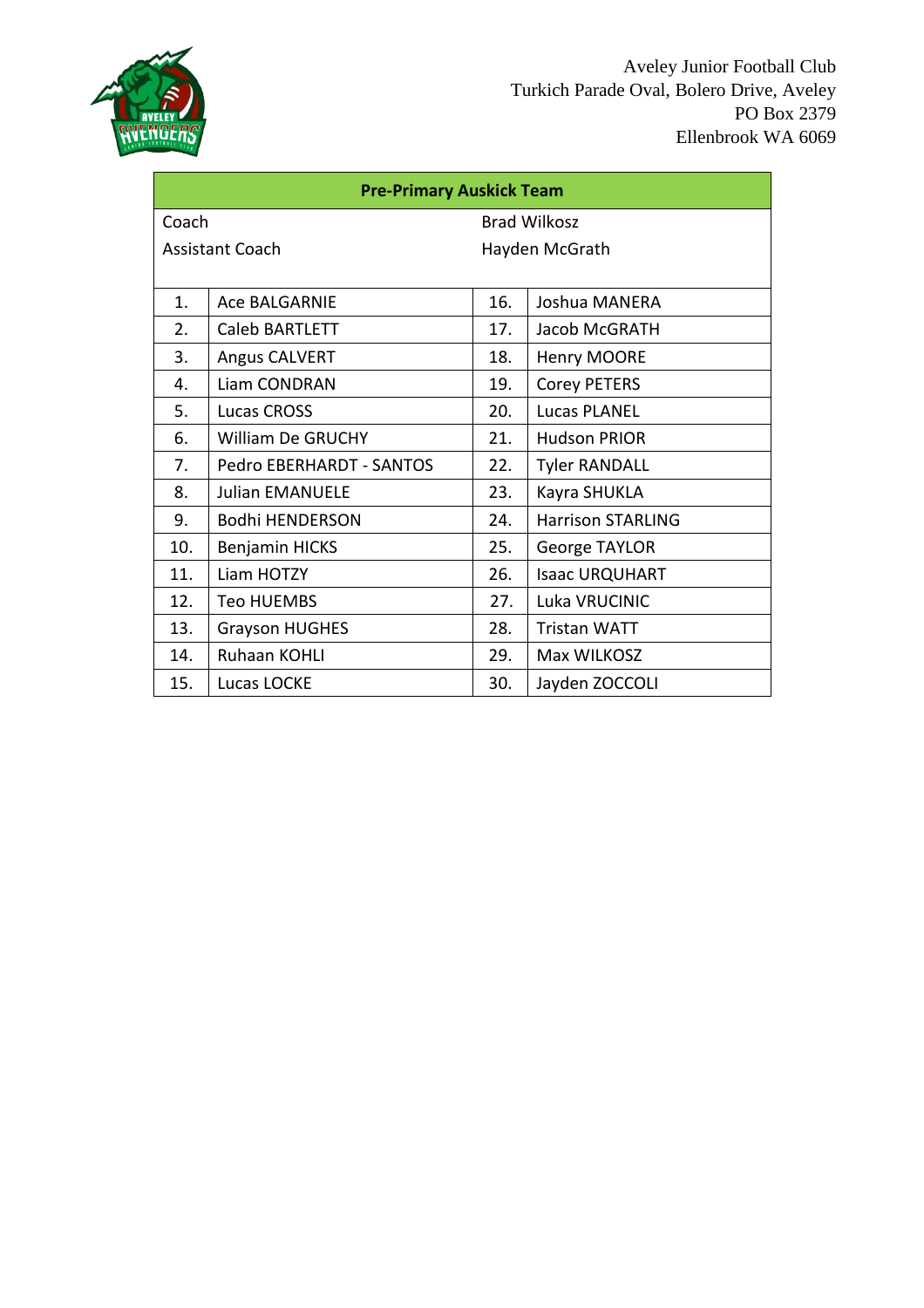Aveley Junior Football Club
Turkich Parade Oval, Bolero Drive, Aveley
PO Box 2379
Ellenbrook WA 6069

| **Pre-Primary Auskick Team** | | | |
|---|---|---|---|
| Coach | | Brad Wilkosz | |
| Assistant Coach | | Hayden McGrath | |
| 1. | Ace BALGARNIE | 16. | Joshua MANERA |
| 2. | Caleb BARTLETT | 17. | Jacob McGRATH |
| 3. | Angus CALVERT | 18. | Henry MOORE |
| 4. | Liam CONDRAN | 19. | Corey PETERS |
| 5. | Lucas CROSS | 20. | Lucas PLANEL |
| 6. | William De GRUCHY | 21. | Hudson PRIOR |
| 7. | Pedro EBERHARDT - SANTOS | 22. | Tyler RANDALL |
| 8. | Julian EMANUELE | 23. | Kayra SHUKLA |
| 9. | Bodhi HENDERSON | 24. | Harrison STARLING |
| 10. | Benjamin HICKS | 25. | George TAYLOR |
| 11. | Liam HOTZY | 26. | Isaac URQUHART |
| 12. | Teo HUEMBS | 27. | Luka VRUCINIC |
| 13. | Grayson HUGHES | 28. | Tristan WATT |
| 14. | Ruhaan KOHLI | 29. | Max WILKOSZ |
| 15. | Lucas LOCKE | 30. | Jayden ZOCCOLI |